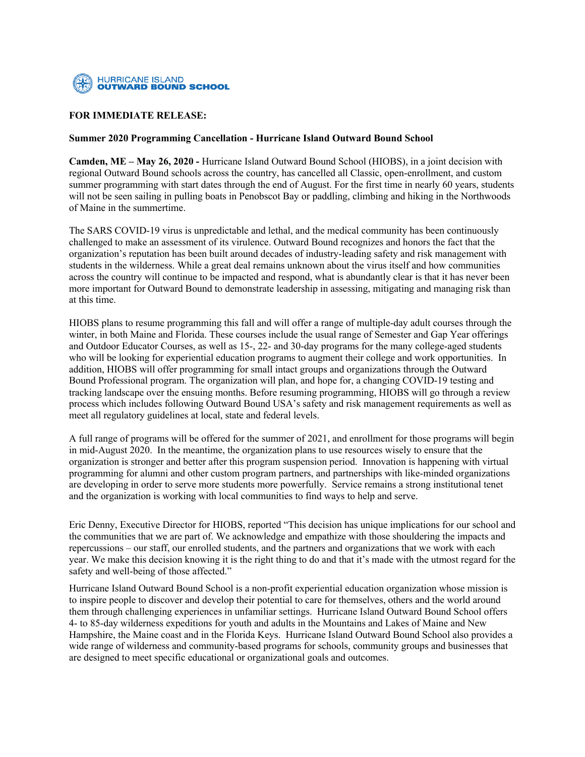HURRICANE ISLAND
**OUTWARD BOUND SCHOOL**

**FOR IMMEDIATE RELEASE:**

**Summer 2020 Programming Cancellation - Hurricane Island Outward Bound School**

**Camden, ME – May 26, 2020 -** Hurricane Island Outward Bound School (HIOBS), in a joint decision with regional Outward Bound schools across the country, has cancelled all Classic, open-enrollment, and custom summer programming with start dates through the end of August. For the first time in nearly 60 years, students will not be seen sailing in pulling boats in Penobscot Bay or paddling, climbing and hiking in the Northwoods of Maine in the summertime.

The SARS COVID-19 virus is unpredictable and lethal, and the medical community has been continuously challenged to make an assessment of its virulence. Outward Bound recognizes and honors the fact that the organization's reputation has been built around decades of industry-leading safety and risk management with students in the wilderness. While a great deal remains unknown about the virus itself and how communities across the country will continue to be impacted and respond, what is abundantly clear is that it has never been more important for Outward Bound to demonstrate leadership in assessing, mitigating and managing risk than at this time.

HIOBS plans to resume programming this fall and will offer a range of multiple-day adult courses through the winter, in both Maine and Florida. These courses include the usual range of Semester and Gap Year offerings and Outdoor Educator Courses, as well as 15-, 22- and 30-day programs for the many college-aged students who will be looking for experiential education programs to augment their college and work opportunities. In addition, HIOBS will offer programming for small intact groups and organizations through the Outward Bound Professional program. The organization will plan, and hope for, a changing COVID-19 testing and tracking landscape over the ensuing months. Before resuming programming, HIOBS will go through a review process which includes following Outward Bound USA's safety and risk management requirements as well as meet all regulatory guidelines at local, state and federal levels.

A full range of programs will be offered for the summer of 2021, and enrollment for those programs will begin in mid-August 2020. In the meantime, the organization plans to use resources wisely to ensure that the organization is stronger and better after this program suspension period. Innovation is happening with virtual programming for alumni and other custom program partners, and partnerships with like-minded organizations are developing in order to serve more students more powerfully. Service remains a strong institutional tenet and the organization is working with local communities to find ways to help and serve.

Eric Denny, Executive Director for HIOBS, reported "This decision has unique implications for our school and the communities that we are part of. We acknowledge and empathize with those shouldering the impacts and repercussions – our staff, our enrolled students, and the partners and organizations that we work with each year. We make this decision knowing it is the right thing to do and that it's made with the utmost regard for the safety and well-being of those affected."

Hurricane Island Outward Bound School is a non-profit experiential education organization whose mission is to inspire people to discover and develop their potential to care for themselves, others and the world around them through challenging experiences in unfamiliar settings. Hurricane Island Outward Bound School offers 4- to 85-day wilderness expeditions for youth and adults in the Mountains and Lakes of Maine and New Hampshire, the Maine coast and in the Florida Keys. Hurricane Island Outward Bound School also provides a wide range of wilderness and community-based programs for schools, community groups and businesses that are designed to meet specific educational or organizational goals and outcomes.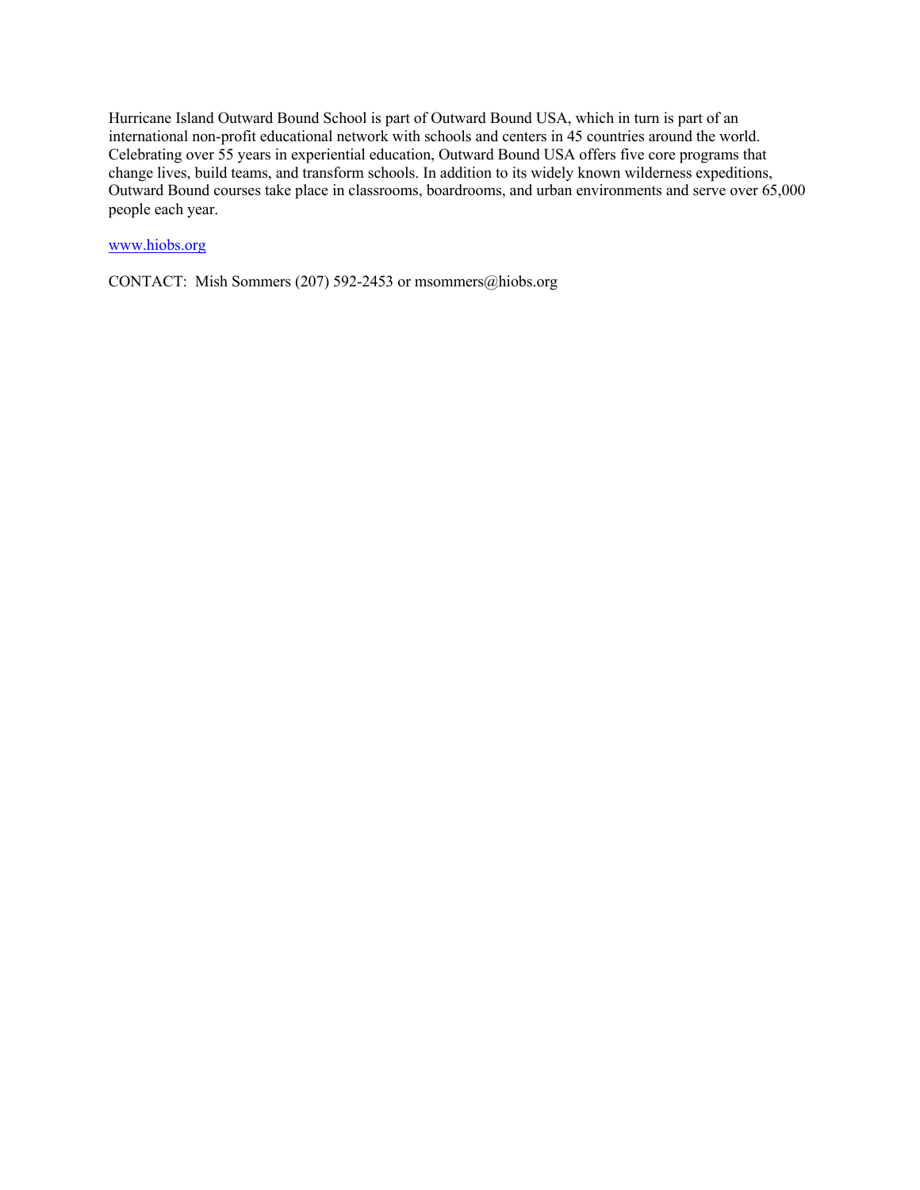Hurricane Island Outward Bound School is part of Outward Bound USA, which in turn is part of an international non-profit educational network with schools and centers in 45 countries around the world. Celebrating over 55 years in experiential education, Outward Bound USA offers five core programs that change lives, build teams, and transform schools. In addition to its widely known wilderness expeditions, Outward Bound courses take place in classrooms, boardrooms, and urban environments and serve over 65,000 people each year.

www.hiobs.org

CONTACT: Mish Sommers (207) 592-2453 or msommers@hiobs.org